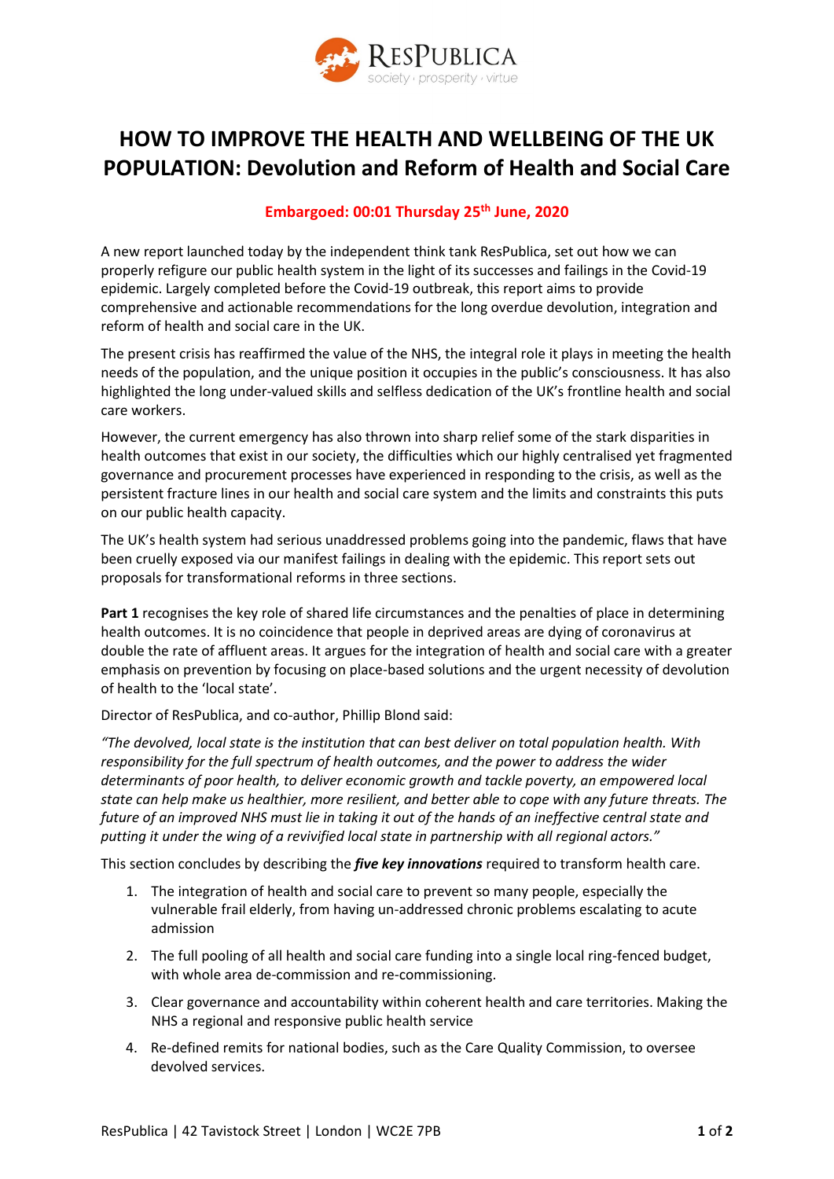# HOW TO IMPROVE THE HEALTH AND WELLBEING OF THE UK POPULATION: Devolution and Reform of Health and Social Care

**Embargoed: 00:01 Thursday 25th June, 2020**

A new report launched today by the independent think tank ResPublica, set out how we can properly refigure our public health system in the light of its successes and failings in the Covid-19 epidemic. Largely completed before the Covid-19 outbreak, this report aims to provide comprehensive and actionable recommendations for the long overdue devolution, integration and reform of health and social care in the UK.

The present crisis has reaffirmed the value of the NHS, the integral role it plays in meeting the health needs of the population, and the unique position it occupies in the public's consciousness. It has also highlighted the long under-valued skills and selfless dedication of the UK's frontline health and social care workers.

However, the current emergency has also thrown into sharp relief some of the stark disparities in health outcomes that exist in our society, the difficulties which our highly centralised yet fragmented governance and procurement processes have experienced in responding to the crisis, as well as the persistent fracture lines in our health and social care system and the limits and constraints this puts on our public health capacity.

The UK's health system had serious unaddressed problems going into the pandemic, flaws that have been cruelly exposed via our manifest failings in dealing with the epidemic. This report sets out proposals for transformational reforms in three sections.

**Part 1** recognises the key role of shared life circumstances and the penalties of place in determining health outcomes. It is no coincidence that people in deprived areas are dying of coronavirus at double the rate of affluent areas. It argues for the integration of health and social care with a greater emphasis on prevention by focusing on place-based solutions and the urgent necessity of devolution of health to the 'local state'.

Director of ResPublica, and co-author, Phillip Blond said:

*"The devolved, local state is the institution that can best deliver on total population health. With responsibility for the full spectrum of health outcomes, and the power to address the wider determinants of poor health, to deliver economic growth and tackle poverty, an empowered local state can help make us healthier, more resilient, and better able to cope with any future threats. The future of an improved NHS must lie in taking it out of the hands of an ineffective central state and putting it under the wing of a revivified local state in partnership with all regional actors."*

This section concludes by describing the ***five key innovations*** required to transform health care.

1. The integration of health and social care to prevent so many people, especially the vulnerable frail elderly, from having un-addressed chronic problems escalating to acute admission
2. The full pooling of all health and social care funding into a single local ring-fenced budget, with whole area de-commission and re-commissioning.
3. Clear governance and accountability within coherent health and care territories. Making the NHS a regional and responsive public health service
4. Re-defined remits for national bodies, such as the Care Quality Commission, to oversee devolved services.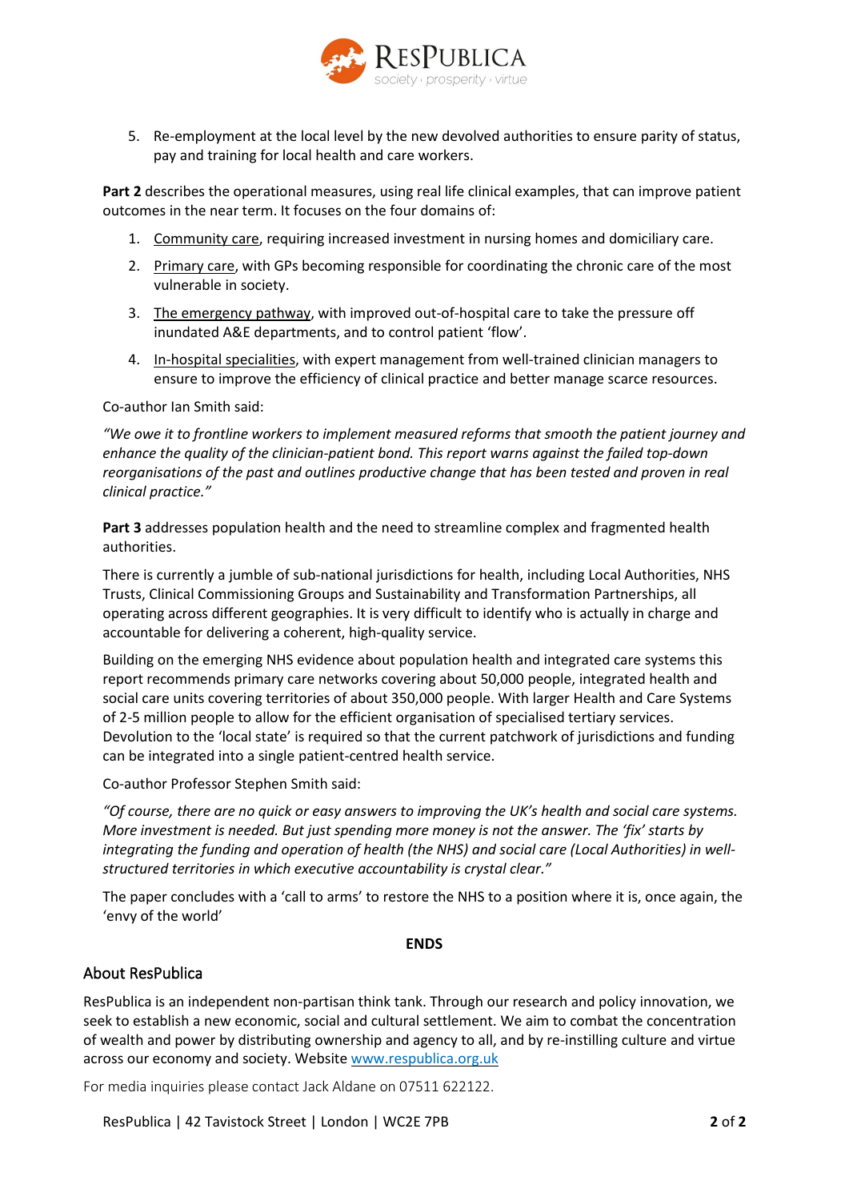5. Re-employment at the local level by the new devolved authorities to ensure parity of status, pay and training for local health and care workers.

**Part 2** describes the operational measures, using real life clinical examples, that can improve patient outcomes in the near term. It focuses on the four domains of:

1. Community care, requiring increased investment in nursing homes and domiciliary care.
2. Primary care, with GPs becoming responsible for coordinating the chronic care of the most vulnerable in society.
3. The emergency pathway, with improved out-of-hospital care to take the pressure off inundated A&E departments, and to control patient 'flow'.
4. In-hospital specialities, with expert management from well-trained clinician managers to ensure to improve the efficiency of clinical practice and better manage scarce resources.

Co-author Ian Smith said:

*"We owe it to frontline workers to implement measured reforms that smooth the patient journey and enhance the quality of the clinician-patient bond. This report warns against the failed top-down reorganisations of the past and outlines productive change that has been tested and proven in real clinical practice."*

**Part 3** addresses population health and the need to streamline complex and fragmented health authorities.

There is currently a jumble of sub-national jurisdictions for health, including Local Authorities, NHS Trusts, Clinical Commissioning Groups and Sustainability and Transformation Partnerships, all operating across different geographies. It is very difficult to identify who is actually in charge and accountable for delivering a coherent, high-quality service.

Building on the emerging NHS evidence about population health and integrated care systems this report recommends primary care networks covering about 50,000 people, integrated health and social care units covering territories of about 350,000 people. With larger Health and Care Systems of 2-5 million people to allow for the efficient organisation of specialised tertiary services. Devolution to the 'local state' is required so that the current patchwork of jurisdictions and funding can be integrated into a single patient-centred health service.

Co-author Professor Stephen Smith said:

*"Of course, there are no quick or easy answers to improving the UK's health and social care systems. More investment is needed. But just spending more money is not the answer. The 'fix' starts by integrating the funding and operation of health (the NHS) and social care (Local Authorities) in well-structured territories in which executive accountability is crystal clear."*

The paper concludes with a 'call to arms' to restore the NHS to a position where it is, once again, the 'envy of the world'

**ENDS**

## About ResPublica

ResPublica is an independent non-partisan think tank. Through our research and policy innovation, we seek to establish a new economic, social and cultural settlement. We aim to combat the concentration of wealth and power by distributing ownership and agency to all, and by re-instilling culture and virtue across our economy and society. Website www.respublica.org.uk

For media inquiries please contact Jack Aldane on 07511 622122.